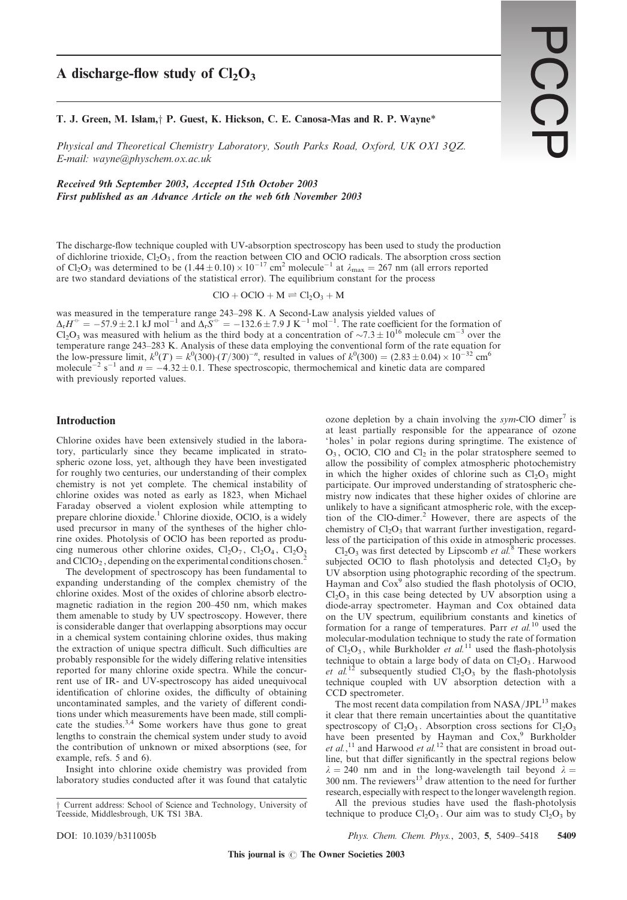# A discharge-flow study of $Cl_2O_3$

**T. J. Green, M. Islam,† P. Guest, K. Hickson, C. E. Canosa-Mas and R. P. Wayne***

*Physical and Theoretical Chemistry Laboratory, South Parks Road, Oxford, UK OX1 3QZ. E-mail: wayne@physchem.ox.ac.uk*

***Received 9th September 2003, Accepted 15th October 2003***
***First published as an Advance Article on the web 6th November 2003***

The discharge-flow technique coupled with UV-absorption spectroscopy has been used to study the production of dichlorine trioxide, $Cl_2O_3$, from the reaction between ClO and OClO radicals. The absorption cross section of $Cl_2O_3$ was determined to be $(1.44 \pm 0.10) \times 10^{-17}$ cm$^2$ molecule$^{-1}$ at $\lambda_{max} = 267$ nm (all errors reported are two standard deviations of the statistical error). The equilibrium constant for the process

$$ClO + OClO + M \rightleftharpoons Cl_2O_3 + M$$

was measured in the temperature range 243–298 K. A Second-Law analysis yielded values of $\Delta_r H^\circ = -57.9 \pm 2.1$ kJ mol$^{-1}$ and $\Delta_r S^\circ = -132.6 \pm 7.9$ J K$^{-1}$ mol$^{-1}$. The rate coefficient for the formation of $Cl_2O_3$ was measured with helium as the third body at a concentration of $\sim 7.3 \pm 10^{16}$ molecule cm$^{-3}$ over the temperature range 243–283 K. Analysis of these data employing the conventional form of the rate equation for the low-pressure limit, $k^0(T) = k^0(300) \cdot (T/300)^{-n}$, resulted in values of $k^0(300) = (2.83 \pm 0.04) \times 10^{-32}$ cm$^6$ molecule$^{-2}$ s$^{-1}$ and $n = -4.32 \pm 0.1$. These spectroscopic, thermochemical and kinetic data are compared with previously reported values.

## Introduction

Chlorine oxides have been extensively studied in the laboratory, particularly since they became implicated in stratospheric ozone loss, yet, although they have been investigated for roughly two centuries, our understanding of their complex chemistry is not yet complete. The chemical instability of chlorine oxides was noted as early as 1823, when Michael Faraday observed a violent explosion while attempting to prepare chlorine dioxide.[1] Chlorine dioxide, OClO, is a widely used precursor in many of the syntheses of the higher chlorine oxides. Photolysis of OClO has been reported as producing numerous other chlorine oxides, $Cl_2O_7$, $Cl_2O_4$, $Cl_2O_3$ and $ClClO_2$, depending on the experimental conditions chosen.[2]

The development of spectroscopy has been fundamental to expanding understanding of the complex chemistry of the chlorine oxides. Most of the oxides of chlorine absorb electromagnetic radiation in the region 200–450 nm, which makes them amenable to study by UV spectroscopy. However, there is considerable danger that overlapping absorptions may occur in a chemical system containing chlorine oxides, thus making the extraction of unique spectra difficult. Such difficulties are probably responsible for the widely differing relative intensities reported for many chlorine oxide spectra. While the concurrent use of IR- and UV-spectroscopy has aided unequivocal identification of chlorine oxides, the difficulty of obtaining uncontaminated samples, and the variety of different conditions under which measurements have been made, still complicate the studies.[3,4] Some workers have thus gone to great lengths to constrain the chemical system under study to avoid the contribution of unknown or mixed absorptions (see, for example, refs. 5 and 6).

Insight into chlorine oxide chemistry was provided from laboratory studies conducted after it was found that catalytic ozone depletion by a chain involving the *sym*-ClO dimer[7] is at least partially responsible for the appearance of ozone 'holes' in polar regions during springtime. The existence of $O_3$, OClO, ClO and $Cl_2$ in the polar stratosphere seemed to allow the possibility of complex atmospheric photochemistry in which the higher oxides of chlorine such as $Cl_2O_3$ might participate. Our improved understanding of stratospheric chemistry now indicates that these higher oxides of chlorine are unlikely to have a significant atmospheric role, with the exception of the ClO-dimer.[2] However, there are aspects of the chemistry of $Cl_2O_3$ that warrant further investigation, regardless of the participation of this oxide in atmospheric processes.

$Cl_2O_3$ was first detected by Lipscomb *et al.*[8] These workers subjected OClO to flash photolysis and detected $Cl_2O_3$ by UV absorption using photographic recording of the spectrum. Hayman and Cox[9] also studied the flash photolysis of OClO, $Cl_2O_3$ in this case being detected by UV absorption using a diode-array spectrometer. Hayman and Cox obtained data on the UV spectrum, equilibrium constants and kinetics of formation for a range of temperatures. Parr *et al.*[10] used the molecular-modulation technique to study the rate of formation of $Cl_2O_3$, while Burkholder *et al.*[11] used the flash-photolysis technique to obtain a large body of data on $Cl_2O_3$. Harwood *et al.*[12] subsequently studied $Cl_2O_3$ by the flash-photolysis technique coupled with UV absorption detection with a CCD spectrometer.

The most recent data compilation from NASA/JPL[13] makes it clear that there remain uncertainties about the quantitative spectroscopy of $Cl_2O_3$. Absorption cross sections for $Cl_2O_3$ have been presented by Hayman and Cox,[9] Burkholder *et al.*,[11] and Harwood *et al.*[12] that are consistent in broad outline, but that differ significantly in the spectral regions below $\lambda = 240$ nm and in the long-wavelength tail beyond $\lambda = 300$ nm. The reviewers[13] draw attention to the need for further research, especially with respect to the longer wavelength region.

All the previous studies have used the flash-photolysis technique to produce $Cl_2O_3$. Our aim was to study $Cl_2O_3$ by

† Current address: School of Science and Technology, University of Teesside, Middlesbrough, UK TS1 3BA.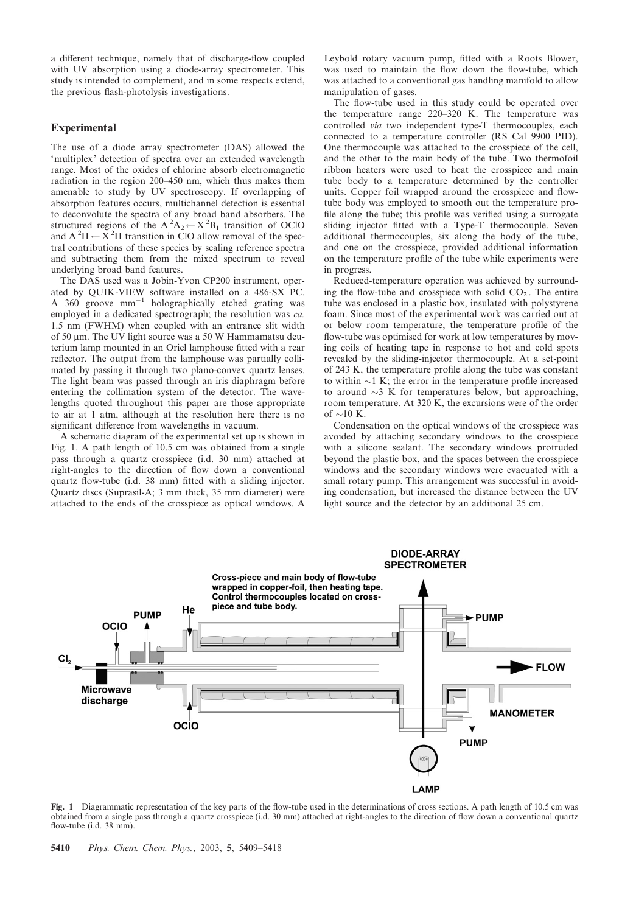a different technique, namely that of discharge-flow coupled with UV absorption using a diode-array spectrometer. This study is intended to complement, and in some respects extend, the previous flash-photolysis investigations.

## Experimental

The use of a diode array spectrometer (DAS) allowed the 'multiplex' detection of spectra over an extended wavelength range. Most of the oxides of chlorine absorb electromagnetic radiation in the region 200–450 nm, which thus makes them amenable to study by UV spectroscopy. If overlapping of absorption features occurs, multichannel detection is essential to deconvolute the spectra of any broad band absorbers. The structured regions of the $A\,^2A_2 \leftarrow X\,^2B_1$ transition of OClO and $A\,^2\Pi \leftarrow X\,^2\Pi$ transition in ClO allow removal of the spectral contributions of these species by scaling reference spectra and subtracting them from the mixed spectrum to reveal underlying broad band features.

The DAS used was a Jobin-Yvon CP200 instrument, operated by QUIK-VIEW software installed on a 486-SX PC. A 360 groove $mm^{-1}$ holographically etched grating was employed in a dedicated spectrograph; the resolution was *ca.* 1.5 nm (FWHM) when coupled with an entrance slit width of 50 μm. The UV light source was a 50 W Hammamatsu deuterium lamp mounted in an Oriel lamphouse fitted with a rear reflector. The output from the lamphouse was partially collimated by passing it through two plano-convex quartz lenses. The light beam was passed through an iris diaphragm before entering the collimation system of the detector. The wavelengths quoted throughout this paper are those appropriate to air at 1 atm, although at the resolution here there is no significant difference from wavelengths in vacuum.

A schematic diagram of the experimental set up is shown in Fig. 1. A path length of 10.5 cm was obtained from a single pass through a quartz crosspiece (i.d. 30 mm) attached at right-angles to the direction of flow down a conventional quartz flow-tube (i.d. 38 mm) fitted with a sliding injector. Quartz discs (Suprasil-A; 3 mm thick, 35 mm diameter) were attached to the ends of the crosspiece as optical windows. A Leybold rotary vacuum pump, fitted with a Roots Blower, was used to maintain the flow down the flow-tube, which was attached to a conventional gas handling manifold to allow manipulation of gases.

The flow-tube used in this study could be operated over the temperature range 220–320 K. The temperature was controlled *via* two independent type-T thermocouples, each connected to a temperature controller (RS Cal 9900 PID). One thermocouple was attached to the crosspiece of the cell, and the other to the main body of the tube. Two thermofoil ribbon heaters were used to heat the crosspiece and main tube body to a temperature determined by the controller units. Copper foil wrapped around the crosspiece and flow-tube body was employed to smooth out the temperature profile along the tube; this profile was verified using a surrogate sliding injector fitted with a Type-T thermocouple. Seven additional thermocouples, six along the body of the tube, and one on the crosspiece, provided additional information on the temperature profile of the tube while experiments were in progress.

Reduced-temperature operation was achieved by surrounding the flow-tube and crosspiece with solid $CO_2$. The entire tube was enclosed in a plastic box, insulated with polystyrene foam. Since most of the experimental work was carried out at or below room temperature, the temperature profile of the flow-tube was optimised for work at low temperatures by moving coils of heating tape in response to hot and cold spots revealed by the sliding-injector thermocouple. At a set-point of 243 K, the temperature profile along the tube was constant to within ~1 K; the error in the temperature profile increased to around ~3 K for temperatures below, but approaching, room temperature. At 320 K, the excursions were of the order of ~10 K.

Condensation on the optical windows of the crosspiece was avoided by attaching secondary windows to the crosspiece with a silicone sealant. The secondary windows protruded beyond the plastic box, and the spaces between the crosspiece windows and the secondary windows were evacuated with a small rotary pump. This arrangement was successful in avoiding condensation, but increased the distance between the UV light source and the detector by an additional 25 cm.

**Fig. 1** Diagrammatic representation of the key parts of the flow-tube used in the determinations of cross sections. A path length of 10.5 cm was obtained from a single pass through a quartz crosspiece (i.d. 30 mm) attached at right-angles to the direction of flow down a conventional quartz flow-tube (i.d. 38 mm).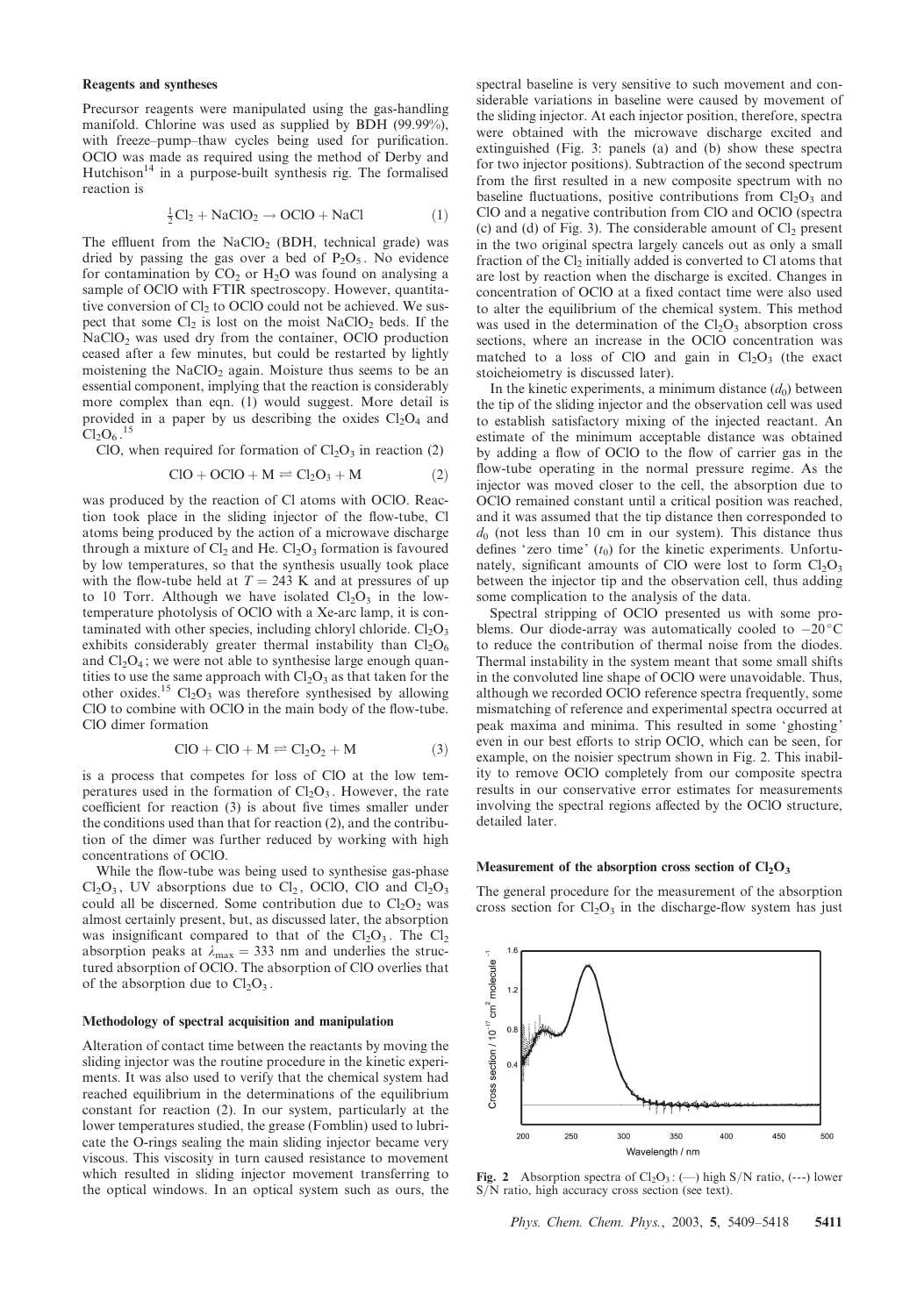### Reagents and syntheses

Precursor reagents were manipulated using the gas-handling manifold. Chlorine was used as supplied by BDH (99.99%), with freeze–pump–thaw cycles being used for purification. OClO was made as required using the method of Derby and Hutchison[14] in a purpose-built synthesis rig. The formalised reaction is

$$\tfrac{1}{2}Cl_2 + NaClO_2 \rightarrow OClO + NaCl \quad (1)$$

The effluent from the $NaClO_2$ (BDH, technical grade) was dried by passing the gas over a bed of $P_2O_5$. No evidence for contamination by $CO_2$ or $H_2O$ was found on analysing a sample of OClO with FTIR spectroscopy. However, quantitative conversion of $Cl_2$ to OClO could not be achieved. We suspect that some $Cl_2$ is lost on the moist $NaClO_2$ beds. If the $NaClO_2$ was used dry from the container, OClO production ceased after a few minutes, but could be restarted by lightly moistening the $NaClO_2$ again. Moisture thus seems to be an essential component, implying that the reaction is considerably more complex than eqn. (1) would suggest. More detail is provided in a paper by us describing the oxides $Cl_2O_4$ and $Cl_2O_6$.[15]

ClO, when required for formation of $Cl_2O_3$ in reaction (2)

$$ClO + OClO + M \rightleftharpoons Cl_2O_3 + M \quad (2)$$

was produced by the reaction of Cl atoms with OClO. Reaction took place in the sliding injector of the flow-tube, Cl atoms being produced by the action of a microwave discharge through a mixture of $Cl_2$ and He. $Cl_2O_3$ formation is favoured by low temperatures, so that the synthesis usually took place with the flow-tube held at $T = 243$ K and at pressures of up to 10 Torr. Although we have isolated $Cl_2O_3$ in the low-temperature photolysis of OClO with a Xe-arc lamp, it is contaminated with other species, including chloryl chloride. $Cl_2O_3$ exhibits considerably greater thermal instability than $Cl_2O_6$ and $Cl_2O_4$; we were not able to synthesise large enough quantities to use the same approach with $Cl_2O_3$ as that taken for the other oxides.[15] $Cl_2O_3$ was therefore synthesised by allowing ClO to combine with OClO in the main body of the flow-tube. ClO dimer formation

$$ClO + ClO + M \rightleftharpoons Cl_2O_2 + M \quad (3)$$

is a process that competes for loss of ClO at the low temperatures used in the formation of $Cl_2O_3$. However, the rate coefficient for reaction (3) is about five times smaller under the conditions used than that for reaction (2), and the contribution of the dimer was further reduced by working with high concentrations of OClO.

While the flow-tube was being used to synthesise gas-phase $Cl_2O_3$, UV absorptions due to $Cl_2$, OClO, ClO and $Cl_2O_3$ could all be discerned. Some contribution due to $Cl_2O_2$ was almost certainly present, but, as discussed later, the absorption was insignificant compared to that of the $Cl_2O_3$. The $Cl_2$ absorption peaks at $\lambda_{max} = 333$ nm and underlies the structured absorption of OClO. The absorption of ClO overlies that of the absorption due to $Cl_2O_3$.

### Methodology of spectral acquisition and manipulation

Alteration of contact time between the reactants by moving the sliding injector was the routine procedure in the kinetic experiments. It was also used to verify that the chemical system had reached equilibrium in the determinations of the equilibrium constant for reaction (2). In our system, particularly at the lower temperatures studied, the grease (Fomblin) used to lubricate the O-rings sealing the main sliding injector became very viscous. This viscosity in turn caused resistance to movement which resulted in sliding injector movement transferring to the optical windows. In an optical system such as ours, the spectral baseline is very sensitive to such movement and considerable variations in baseline were caused by movement of the sliding injector. At each injector position, therefore, spectra were obtained with the microwave discharge excited and extinguished (Fig. 3: panels (a) and (b) show these spectra for two injector positions). Subtraction of the second spectrum from the first resulted in a new composite spectrum with no baseline fluctuations, positive contributions from $Cl_2O_3$ and ClO and a negative contribution from ClO and OClO (spectra (c) and (d) of Fig. 3). The considerable amount of $Cl_2$ present in the two original spectra largely cancels out as only a small fraction of the $Cl_2$ initially added is converted to Cl atoms that are lost by reaction when the discharge is excited. Changes in concentration of OClO at a fixed contact time were also used to alter the equilibrium of the chemical system. This method was used in the determination of the $Cl_2O_3$ absorption cross sections, where an increase in the OClO concentration was matched to a loss of ClO and gain in $Cl_2O_3$ (the exact stoicheiometry is discussed later).

In the kinetic experiments, a minimum distance ($d_0$) between the tip of the sliding injector and the observation cell was used to establish satisfactory mixing of the injected reactant. An estimate of the minimum acceptable distance was obtained by adding a flow of OClO to the flow of carrier gas in the flow-tube operating in the normal pressure regime. As the injector was moved closer to the cell, the absorption due to OClO remained constant until a critical position was reached, and it was assumed that the tip distance then corresponded to $d_0$ (not less than 10 cm in our system). This distance thus defines 'zero time' ($t_0$) for the kinetic experiments. Unfortunately, significant amounts of ClO were lost to form $Cl_2O_3$ between the injector tip and the observation cell, thus adding some complication to the analysis of the data.

Spectral stripping of OClO presented us with some problems. Our diode-array was automatically cooled to −20 °C to reduce the contribution of thermal noise from the diodes. Thermal instability in the system meant that some small shifts in the convoluted line shape of OClO were unavoidable. Thus, although we recorded OClO reference spectra frequently, some mismatching of reference and experimental spectra occurred at peak maxima and minima. This resulted in some 'ghosting' even in our best efforts to strip OClO, which can be seen, for example, on the noisier spectrum shown in Fig. 2. This inability to remove OClO completely from our composite spectra results in our conservative error estimates for measurements involving the spectral regions affected by the OClO structure, detailed later.

### Measurement of the absorption cross section of $Cl_2O_3$

The general procedure for the measurement of the absorption cross section for $Cl_2O_3$ in the discharge-flow system has just

**Fig. 2** Absorption spectra of $Cl_2O_3$: (—) high S/N ratio, (---) lower S/N ratio, high accuracy cross section (see text).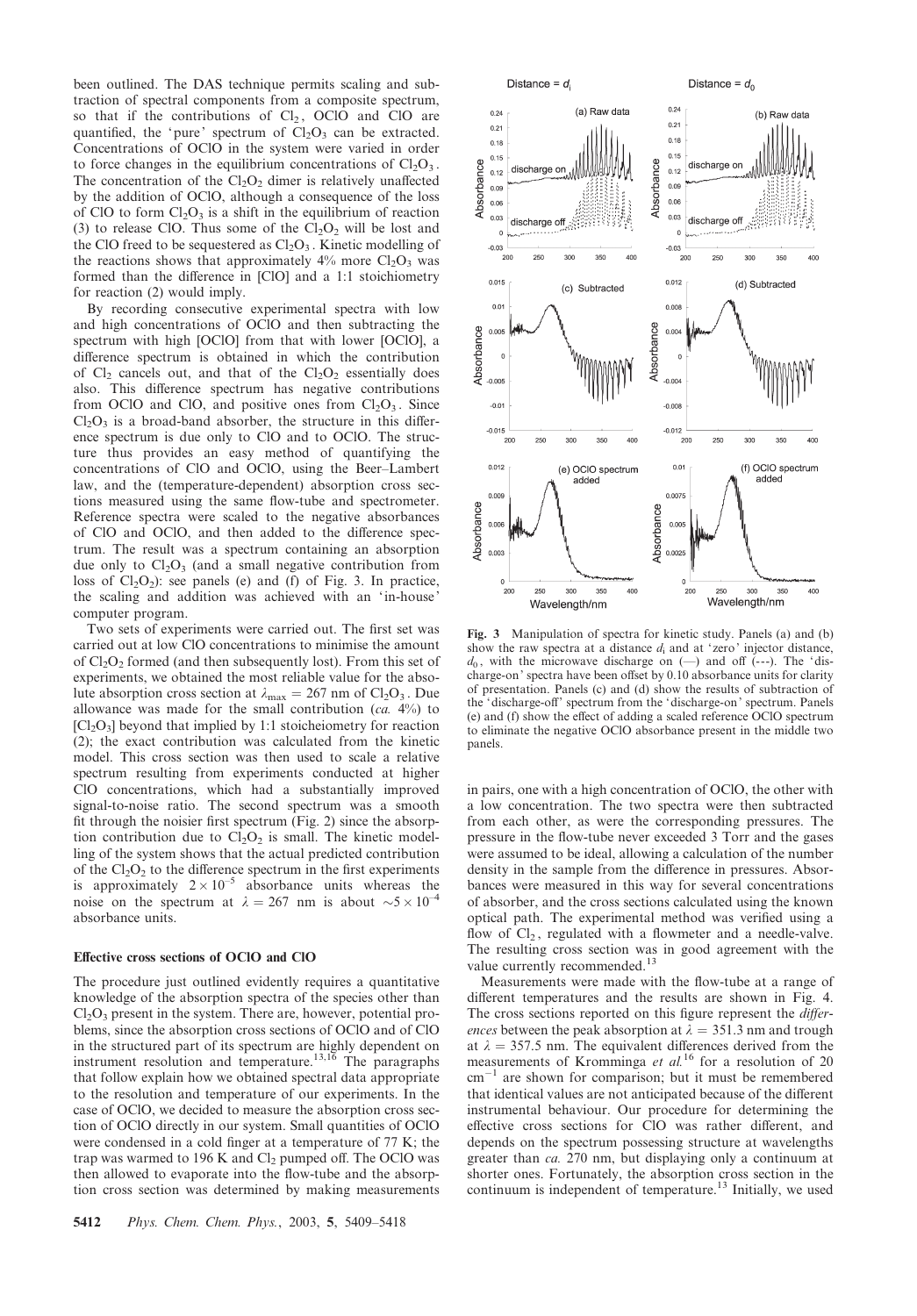been outlined. The DAS technique permits scaling and subtraction of spectral components from a composite spectrum, so that if the contributions of $Cl_2$, OClO and ClO are quantified, the 'pure' spectrum of $Cl_2O_3$ can be extracted. Concentrations of OClO in the system were varied in order to force changes in the equilibrium concentrations of $Cl_2O_3$. The concentration of the $Cl_2O_2$ dimer is relatively unaffected by the addition of OClO, although a consequence of the loss of ClO to form $Cl_2O_3$ is a shift in the equilibrium of reaction (3) to release ClO. Thus some of the $Cl_2O_2$ will be lost and the ClO freed to be sequestered as $Cl_2O_3$. Kinetic modelling of the reactions shows that approximately 4% more $Cl_2O_3$ was formed than the difference in [ClO] and a 1:1 stoichiometry for reaction (2) would imply.

By recording consecutive experimental spectra with low and high concentrations of OClO and then subtracting the spectrum with high [OClO] from that with lower [OClO], a difference spectrum is obtained in which the contribution of $Cl_2$ cancels out, and that of the $Cl_2O_2$ essentially does also. This difference spectrum has negative contributions from OClO and ClO, and positive ones from $Cl_2O_3$. Since $Cl_2O_3$ is a broad-band absorber, the structure in this difference spectrum is due only to ClO and to OClO. The structure thus provides an easy method of quantifying the concentrations of ClO and OClO, using the Beer–Lambert law, and the (temperature-dependent) absorption cross sections measured using the same flow-tube and spectrometer. Reference spectra were scaled to the negative absorbances of ClO and OClO, and then added to the difference spectrum. The result was a spectrum containing an absorption due only to $Cl_2O_3$ (and a small negative contribution from loss of $Cl_2O_2$): see panels (e) and (f) of Fig. 3. In practice, the scaling and addition was achieved with an 'in-house' computer program.

Two sets of experiments were carried out. The first set was carried out at low ClO concentrations to minimise the amount of $Cl_2O_2$ formed (and then subsequently lost). From this set of experiments, we obtained the most reliable value for the absolute absorption cross section at $\lambda_{max} = 267$ nm of $Cl_2O_3$. Due allowance was made for the small contribution (*ca.* 4%) to $[Cl_2O_3]$ beyond that implied by 1:1 stoicheiometry for reaction (2); the exact contribution was calculated from the kinetic model. This cross section was then used to scale a relative spectrum resulting from experiments conducted at higher ClO concentrations, which had a substantially improved signal-to-noise ratio. The second spectrum was a smooth fit through the noisier first spectrum (Fig. 2) since the absorption contribution due to $Cl_2O_2$ is small. The kinetic modelling of the system shows that the actual predicted contribution of the $Cl_2O_2$ to the difference spectrum in the first experiments is approximately $2 \times 10^{-5}$ absorbance units whereas the noise on the spectrum at $\lambda = 267$ nm is about $\sim 5 \times 10^{-4}$ absorbance units.

### Effective cross sections of OClO and ClO

The procedure just outlined evidently requires a quantitative knowledge of the absorption spectra of the species other than $Cl_2O_3$ present in the system. There are, however, potential problems, since the absorption cross sections of OClO and of ClO in the structured part of its spectrum are highly dependent on instrument resolution and temperature.[13,16] The paragraphs that follow explain how we obtained spectral data appropriate to the resolution and temperature of our experiments. In the case of OClO, we decided to measure the absorption cross section of OClO directly in our system. Small quantities of OClO were condensed in a cold finger at a temperature of 77 K; the trap was warmed to 196 K and $Cl_2$ pumped off. The OClO was then allowed to evaporate into the flow-tube and the absorption cross section was determined by making measurements in pairs, one with a high concentration of OClO, the other with a low concentration. The two spectra were then subtracted from each other, as were the corresponding pressures. The pressure in the flow-tube never exceeded 3 Torr and the gases were assumed to be ideal, allowing a calculation of the number density in the sample from the difference in pressures. Absorbances were measured in this way for several concentrations of absorber, and the cross sections calculated using the known optical path. The experimental method was verified using a flow of $Cl_2$, regulated with a flowmeter and a needle-valve. The resulting cross section was in good agreement with the value currently recommended.[13]

Measurements were made with the flow-tube at a range of different temperatures and the results are shown in Fig. 4. The cross sections reported on this figure represent the *differences* between the peak absorption at $\lambda = 351.3$ nm and trough at $\lambda = 357.5$ nm. The equivalent differences derived from the measurements of Kromminga *et al.*[16] for a resolution of 20 $cm^{-1}$ are shown for comparison; but it must be remembered that identical values are not anticipated because of the different instrumental behaviour. Our procedure for determining the effective cross sections for ClO was rather different, and depends on the spectrum possessing structure at wavelengths greater than *ca.* 270 nm, but displaying only a continuum at shorter ones. Fortunately, the absorption cross section in the continuum is independent of temperature.[13] Initially, we used

**Fig. 3** Manipulation of spectra for kinetic study. Panels (a) and (b) show the raw spectra at a distance $d_i$ and at 'zero' injector distance, $d_0$, with the microwave discharge on (—) and off (---). The 'discharge-on' spectra have been offset by 0.10 absorbance units for clarity of presentation. Panels (c) and (d) show the results of subtraction of the 'discharge-off' spectrum from the 'discharge-on' spectrum. Panels (e) and (f) show the effect of adding a scaled reference OClO spectrum to eliminate the negative OClO absorbance present in the middle two panels.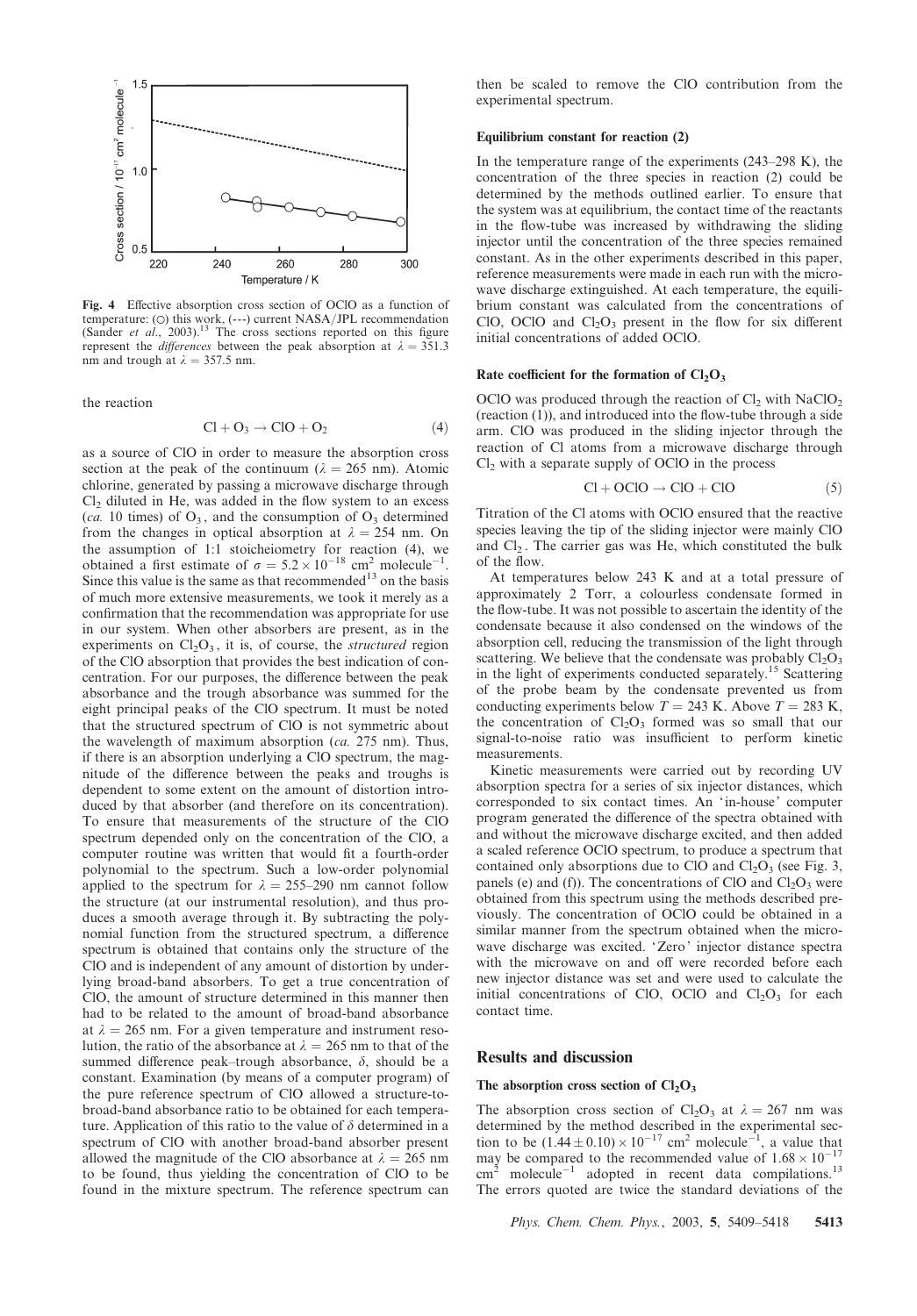**Fig. 4** Effective absorption cross section of OClO as a function of temperature: (○) this work, (---) current NASA/JPL recommendation (Sander *et al*., 2003).[13] The cross sections reported on this figure represent the *differences* between the peak absorption at $\lambda = 351.3$ nm and trough at $\lambda = 357.5$ nm.

the reaction

$$Cl + O_3 \rightarrow ClO + O_2 \quad (4)$$

as a source of ClO in order to measure the absorption cross section at the peak of the continuum ($\lambda = 265$ nm). Atomic chlorine, generated by passing a microwave discharge through $Cl_2$ diluted in He, was added in the flow system to an excess (*ca.* 10 times) of $O_3$, and the consumption of $O_3$ determined from the changes in optical absorption at $\lambda = 254$ nm. On the assumption of 1:1 stoicheiometry for reaction (4), we obtained a first estimate of $\sigma = 5.2 \times 10^{-18}$ cm$^2$ molecule$^{-1}$. Since this value is the same as that recommended[13] on the basis of much more extensive measurements, we took it merely as a confirmation that the recommendation was appropriate for use in our system. When other absorbers are present, as in the experiments on $Cl_2O_3$, it is, of course, the *structured* region of the ClO absorption that provides the best indication of concentration. For our purposes, the difference between the peak absorbance and the trough absorbance was summed for the eight principal peaks of the ClO spectrum. It must be noted that the structured spectrum of ClO is not symmetric about the wavelength of maximum absorption (*ca.* 275 nm). Thus, if there is an absorption underlying a ClO spectrum, the magnitude of the difference between the peaks and troughs is dependent to some extent on the amount of distortion introduced by that absorber (and therefore on its concentration). To ensure that measurements of the structure of the ClO spectrum depended only on the concentration of the ClO, a computer routine was written that would fit a fourth-order polynomial to the spectrum. Such a low-order polynomial applied to the spectrum for $\lambda = 255$–290 nm cannot follow the structure (at our instrumental resolution), and thus produces a smooth average through it. By subtracting the polynomial function from the structured spectrum, a difference spectrum is obtained that contains only the structure of the ClO and is independent of any amount of distortion by underlying broad-band absorbers. To get a true concentration of ClO, the amount of structure determined in this manner then had to be related to the amount of broad-band absorbance at $\lambda = 265$ nm. For a given temperature and instrument resolution, the ratio of the absorbance at $\lambda = 265$ nm to that of the summed difference peak–trough absorbance, $\delta$, should be a constant. Examination (by means of a computer program) of the pure reference spectrum of ClO allowed a structure-to-broad-band absorbance ratio to be obtained for each temperature. Application of this ratio to the value of $\delta$ determined in a spectrum of ClO with another broad-band absorber present allowed the magnitude of the ClO absorbance at $\lambda = 265$ nm to be found, thus yielding the concentration of ClO to be found in the mixture spectrum. The reference spectrum can then be scaled to remove the ClO contribution from the experimental spectrum.

### Equilibrium constant for reaction (2)

In the temperature range of the experiments (243–298 K), the concentration of the three species in reaction (2) could be determined by the methods outlined earlier. To ensure that the system was at equilibrium, the contact time of the reactants in the flow-tube was increased by withdrawing the sliding injector until the concentration of the three species remained constant. As in the other experiments described in this paper, reference measurements were made in each run with the microwave discharge extinguished. At each temperature, the equilibrium constant was calculated from the concentrations of ClO, OClO and $Cl_2O_3$ present in the flow for six different initial concentrations of added OClO.

### Rate coefficient for the formation of $Cl_2O_3$

OClO was produced through the reaction of $Cl_2$ with $NaClO_2$ (reaction (1)), and introduced into the flow-tube through a side arm. ClO was produced in the sliding injector through the reaction of Cl atoms from a microwave discharge through $Cl_2$ with a separate supply of OClO in the process

$$Cl + OClO \rightarrow ClO + ClO \quad (5)$$

Titration of the Cl atoms with OClO ensured that the reactive species leaving the tip of the sliding injector were mainly ClO and $Cl_2$. The carrier gas was He, which constituted the bulk of the flow.

At temperatures below 243 K and at a total pressure of approximately 2 Torr, a colourless condensate formed in the flow-tube. It was not possible to ascertain the identity of the condensate because it also condensed on the windows of the absorption cell, reducing the transmission of the light through scattering. We believe that the condensate was probably $Cl_2O_3$ in the light of experiments conducted separately.[15] Scattering of the probe beam by the condensate prevented us from conducting experiments below $T = 243$ K. Above $T = 283$ K, the concentration of $Cl_2O_3$ formed was so small that our signal-to-noise ratio was insufficient to perform kinetic measurements.

Kinetic measurements were carried out by recording UV absorption spectra for a series of six injector distances, which corresponded to six contact times. An 'in-house' computer program generated the difference of the spectra obtained with and without the microwave discharge excited, and then added a scaled reference OClO spectrum, to produce a spectrum that contained only absorptions due to ClO and $Cl_2O_3$ (see Fig. 3, panels (e) and (f)). The concentrations of ClO and $Cl_2O_3$ were obtained from this spectrum using the methods described previously. The concentration of OClO could be obtained in a similar manner from the spectrum obtained when the microwave discharge was excited. 'Zero' injector distance spectra with the microwave on and off were recorded before each new injector distance was set and were used to calculate the initial concentrations of ClO, OClO and $Cl_2O_3$ for each contact time.

## Results and discussion

### The absorption cross section of $Cl_2O_3$

The absorption cross section of $Cl_2O_3$ at $\lambda = 267$ nm was determined by the method described in the experimental section to be $(1.44 \pm 0.10) \times 10^{-17}$ cm$^2$ molecule$^{-1}$, a value that may be compared to the recommended value of $1.68 \times 10^{-17}$ cm$^2$ molecule$^{-1}$ adopted in recent data compilations.[13] The errors quoted are twice the standard deviations of the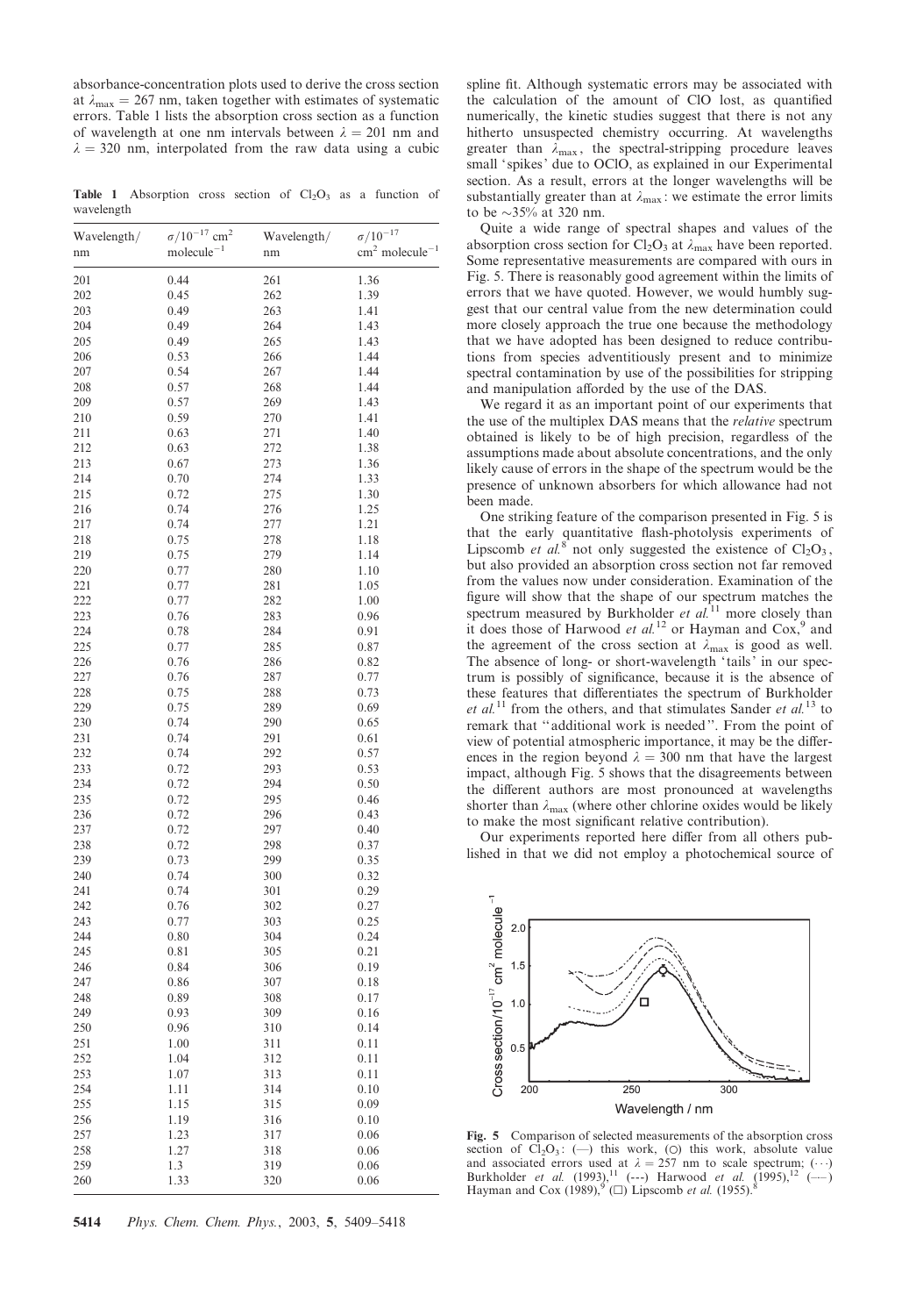absorbance-concentration plots used to derive the cross section at $\lambda_{max} = 267$ nm, taken together with estimates of systematic errors. Table 1 lists the absorption cross section as a function of wavelength at one nm intervals between $\lambda = 201$ nm and $\lambda = 320$ nm, interpolated from the raw data using a cubic spline fit. Although systematic errors may be associated with the calculation of the amount of ClO lost, as quantified numerically, the kinetic studies suggest that there is not any hitherto unsuspected chemistry occurring. At wavelengths greater than $\lambda_{max}$, the spectral-stripping procedure leaves small 'spikes' due to OClO, as explained in our Experimental section. As a result, errors at the longer wavelengths will be substantially greater than at $\lambda_{max}$: we estimate the error limits to be ~35% at 320 nm.

**Table 1** Absorption cross section of $Cl_2O_3$ as a function of wavelength

| Wavelength/nm | $\sigma/10^{-17}$ cm$^2$ molecule$^{-1}$ | Wavelength/nm | $\sigma/10^{-17}$ cm$^2$ molecule$^{-1}$ |
|---|---|---|---|
| 201 | 0.44 | 261 | 1.36 |
| 202 | 0.45 | 262 | 1.39 |
| 203 | 0.49 | 263 | 1.41 |
| 204 | 0.49 | 264 | 1.43 |
| 205 | 0.49 | 265 | 1.43 |
| 206 | 0.53 | 266 | 1.44 |
| 207 | 0.54 | 267 | 1.44 |
| 208 | 0.57 | 268 | 1.44 |
| 209 | 0.57 | 269 | 1.43 |
| 210 | 0.59 | 270 | 1.41 |
| 211 | 0.63 | 271 | 1.40 |
| 212 | 0.63 | 272 | 1.38 |
| 213 | 0.67 | 273 | 1.36 |
| 214 | 0.70 | 274 | 1.33 |
| 215 | 0.72 | 275 | 1.30 |
| 216 | 0.74 | 276 | 1.25 |
| 217 | 0.74 | 277 | 1.21 |
| 218 | 0.75 | 278 | 1.18 |
| 219 | 0.75 | 279 | 1.14 |
| 220 | 0.77 | 280 | 1.10 |
| 221 | 0.77 | 281 | 1.05 |
| 222 | 0.77 | 282 | 1.00 |
| 223 | 0.76 | 283 | 0.96 |
| 224 | 0.78 | 284 | 0.91 |
| 225 | 0.77 | 285 | 0.87 |
| 226 | 0.76 | 286 | 0.82 |
| 227 | 0.76 | 287 | 0.77 |
| 228 | 0.75 | 288 | 0.73 |
| 229 | 0.75 | 289 | 0.69 |
| 230 | 0.74 | 290 | 0.65 |
| 231 | 0.74 | 291 | 0.61 |
| 232 | 0.74 | 292 | 0.57 |
| 233 | 0.72 | 293 | 0.53 |
| 234 | 0.72 | 294 | 0.50 |
| 235 | 0.72 | 295 | 0.46 |
| 236 | 0.72 | 296 | 0.43 |
| 237 | 0.72 | 297 | 0.40 |
| 238 | 0.72 | 298 | 0.37 |
| 239 | 0.73 | 299 | 0.35 |
| 240 | 0.74 | 300 | 0.32 |
| 241 | 0.74 | 301 | 0.29 |
| 242 | 0.76 | 302 | 0.27 |
| 243 | 0.77 | 303 | 0.25 |
| 244 | 0.80 | 304 | 0.24 |
| 245 | 0.81 | 305 | 0.21 |
| 246 | 0.84 | 306 | 0.19 |
| 247 | 0.86 | 307 | 0.18 |
| 248 | 0.89 | 308 | 0.17 |
| 249 | 0.93 | 309 | 0.16 |
| 250 | 0.96 | 310 | 0.14 |
| 251 | 1.00 | 311 | 0.11 |
| 252 | 1.04 | 312 | 0.11 |
| 253 | 1.07 | 313 | 0.11 |
| 254 | 1.11 | 314 | 0.10 |
| 255 | 1.15 | 315 | 0.09 |
| 256 | 1.19 | 316 | 0.10 |
| 257 | 1.23 | 317 | 0.06 |
| 258 | 1.27 | 318 | 0.06 |
| 259 | 1.3 | 319 | 0.06 |
| 260 | 1.33 | 320 | 0.06 |

Quite a wide range of spectral shapes and values of the absorption cross section for $Cl_2O_3$ at $\lambda_{max}$ have been reported. Some representative measurements are compared with ours in Fig. 5. There is reasonably good agreement within the limits of errors that we have quoted. However, we would humbly suggest that our central value from the new determination could more closely approach the true one because the methodology that we have adopted has been designed to reduce contributions from species adventitiously present and to minimize spectral contamination by use of the possibilities for stripping and manipulation afforded by the use of the DAS.

We regard it as an important point of our experiments that the use of the multiplex DAS means that the *relative* spectrum obtained is likely to be of high precision, regardless of the assumptions made about absolute concentrations, and the only likely cause of errors in the shape of the spectrum would be the presence of unknown absorbers for which allowance had not been made.

One striking feature of the comparison presented in Fig. 5 is that the early quantitative flash-photolysis experiments of Lipscomb *et al.*[8] not only suggested the existence of $Cl_2O_3$, but also provided an absorption cross section not far removed from the values now under consideration. Examination of the figure will show that the shape of our spectrum matches the spectrum measured by Burkholder *et al.*[11] more closely than it does those of Harwood *et al.*[12] or Hayman and Cox,[9] and the agreement of the cross section at $\lambda_{max}$ is good as well. The absence of long- or short-wavelength 'tails' in our spectrum is possibly of significance, because it is the absence of these features that differentiates the spectrum of Burkholder *et al.*[11] from the others, and that stimulates Sander *et al.*[13] to remark that "additional work is needed". From the point of view of potential atmospheric importance, it may be the differences in the region beyond $\lambda = 300$ nm that have the largest impact, although Fig. 5 shows that the disagreements between the different authors are most pronounced at wavelengths shorter than $\lambda_{max}$ (where other chlorine oxides would be likely to make the most significant relative contribution).

Our experiments reported here differ from all others published in that we did not employ a photochemical source of

**Fig. 5** Comparison of selected measurements of the absorption cross section of $Cl_2O_3$: (—) this work, (○) this work, absolute value and associated errors used at $\lambda = 257$ nm to scale spectrum; (···) Burkholder *et al.* (1993),[11] (---) Harwood *et al.* (1995),[12] (–·–) Hayman and Cox (1989),[9] (□) Lipscomb *et al.* (1955).[8]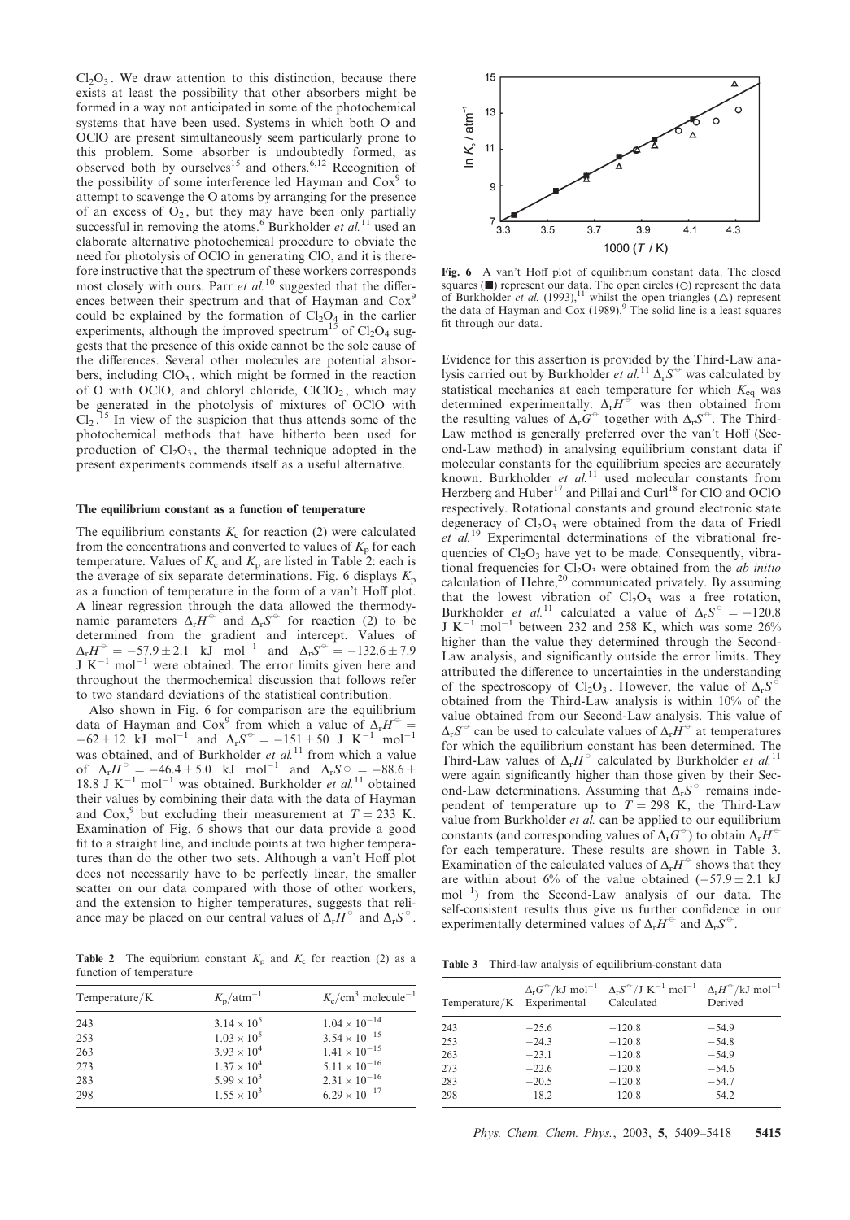$Cl_2O_3$. We draw attention to this distinction, because there exists at least the possibility that other absorbers might be formed in a way not anticipated in some of the photochemical systems that have been used. Systems in which both O and OClO are present simultaneously seem particularly prone to this problem. Some absorber is undoubtedly formed, as observed both by ourselves[15] and others.[6,12] Recognition of the possibility of some interference led Hayman and Cox[9] to attempt to scavenge the O atoms by arranging for the presence of an excess of $O_2$, but they may have been only partially successful in removing the atoms.[6] Burkholder *et al.*[11] used an elaborate alternative photochemical procedure to obviate the need for photolysis of OClO in generating ClO, and it is therefore instructive that the spectrum of these workers corresponds most closely with ours. Parr *et al.*[10] suggested that the differences between their spectrum and that of Hayman and Cox[9] could be explained by the formation of $Cl_2O_4$ in the earlier experiments, although the improved spectrum[15] of $Cl_2O_4$ suggests that the presence of this oxide cannot be the sole cause of the differences. Several other molecules are potential absorbers, including $ClO_3$, which might be formed in the reaction of O with OClO, and chloryl chloride, $ClClO_2$, which may be generated in the photolysis of mixtures of OClO with $Cl_2$.[15] In view of the suspicion that thus attends some of the photochemical methods that have hitherto been used for production of $Cl_2O_3$, the thermal technique adopted in the present experiments commends itself as a useful alternative.

### The equilibrium constant as a function of temperature

The equilibrium constants $K_c$ for reaction (2) were calculated from the concentrations and converted to values of $K_p$ for each temperature. Values of $K_c$ and $K_p$ are listed in Table 2: each is the average of six separate determinations. Fig. 6 displays $K_p$ as a function of temperature in the form of a van't Hoff plot. A linear regression through the data allowed the thermodynamic parameters $\Delta_r H^{\ominus}$ and $\Delta_r S^{\ominus}$ for reaction (2) to be determined from the gradient and intercept. Values of $\Delta_r H^{\ominus} = -57.9 \pm 2.1$ kJ mol$^{-1}$ and $\Delta_r S^{\ominus} = -132.6 \pm 7.9$ J K$^{-1}$ mol$^{-1}$ were obtained. The error limits given here and throughout the thermochemical discussion that follows refer to two standard deviations of the statistical contribution.

Also shown in Fig. 6 for comparison are the equilibrium data of Hayman and Cox[9] from which a value of $\Delta_r H^{\ominus} = -62 \pm 12$ kJ mol$^{-1}$ and $\Delta_r S^{\ominus} = -151 \pm 50$ J K$^{-1}$ mol$^{-1}$ was obtained, and of Burkholder *et al.*[11] from which a value of $\Delta_r H^{\ominus} = -46.4 \pm 5.0$ kJ mol$^{-1}$ and $\Delta_r S^{\ominus} = -88.6 \pm 18.8$ J K$^{-1}$ mol$^{-1}$ was obtained. Burkholder *et al.*[11] obtained their values by combining their data with the data of Hayman and Cox,[9] but excluding their measurement at $T = 233$ K. Examination of Fig. 6 shows that our data provide a good fit to a straight line, and include points at two higher temperatures than do the other two sets. Although a van't Hoff plot does not necessarily have to be perfectly linear, the smaller scatter on our data compared with those of other workers, and the extension to higher temperatures, suggests that reliance may be placed on our central values of $\Delta_r H^{\ominus}$ and $\Delta_r S^{\ominus}$.

**Table 2** The equilibrium constant $K_p$ and $K_c$ for reaction (2) as a function of temperature

| Temperature/K | $K_p$/atm$^{-1}$ | $K_c$/cm$^3$ molecule$^{-1}$ |
|---|---|---|
| 243 | $3.14 \times 10^5$ | $1.04 \times 10^{-14}$ |
| 253 | $1.03 \times 10^5$ | $3.54 \times 10^{-15}$ |
| 263 | $3.93 \times 10^4$ | $1.41 \times 10^{-15}$ |
| 273 | $1.37 \times 10^4$ | $5.11 \times 10^{-16}$ |
| 283 | $5.99 \times 10^3$ | $2.31 \times 10^{-16}$ |
| 298 | $1.55 \times 10^3$ | $6.29 \times 10^{-17}$ |

**Fig. 6** A van't Hoff plot of equilibrium constant data. The closed squares (■) represent our data. The open circles (○) represent the data of Burkholder *et al.* (1993),[11] whilst the open triangles (△) represent the data of Hayman and Cox (1989).[9] The solid line is a least squares fit through our data.

Evidence for this assertion is provided by the Third-Law analysis carried out by Burkholder *et al.*[11] $\Delta_r S^{\ominus}$ was calculated by statistical mechanics at each temperature for which $K_{eq}$ was determined experimentally. $\Delta_r H^{\ominus}$ was then obtained from the resulting values of $\Delta_r G^{\ominus}$ together with $\Delta_r S^{\ominus}$. The Third-Law method is generally preferred over the van't Hoff (Second-Law method) in analysing equilibrium constant data if molecular constants for the equilibrium species are accurately known. Burkholder *et al.*[11] used molecular constants from Herzberg and Huber[17] and Pillai and Curl[18] for ClO and OClO respectively. Rotational constants and ground electronic state degeneracy of $Cl_2O_3$ were obtained from the data of Friedl *et al.*[19] Experimental determinations of the vibrational frequencies of $Cl_2O_3$ have yet to be made. Consequently, vibrational frequencies for $Cl_2O_3$ were obtained from the *ab initio* calculation of Hehre,[20] communicated privately. By assuming that the lowest vibration of $Cl_2O_3$ was a free rotation, Burkholder *et al.*[11] calculated a value of $\Delta_r S^{\ominus} = -120.8$ J K$^{-1}$ mol$^{-1}$ between 232 and 258 K, which was some 26% higher than the value they determined through the Second-Law analysis, and significantly outside the error limits. They attributed the difference to uncertainties in the understanding of the spectroscopy of $Cl_2O_3$. However, the value of $\Delta_r S^{\ominus}$ obtained from the Third-Law analysis is within 10% of the value obtained from our Second-Law analysis. This value of $\Delta_r S^{\ominus}$ can be used to calculate values of $\Delta_r H^{\ominus}$ at temperatures for which the equilibrium constant has been determined. The Third-Law values of $\Delta_r H^{\ominus}$ calculated by Burkholder *et al.*[11] were again significantly higher than those given by their Second-Law determinations. Assuming that $\Delta_r S^{\ominus}$ remains independent of temperature up to $T = 298$ K, the Third-Law value from Burkholder *et al.* can be applied to our equilibrium constants (and corresponding values of $\Delta_r G^{\ominus}$) to obtain $\Delta_r H^{\ominus}$ for each temperature. These results are shown in Table 3. Examination of the calculated values of $\Delta_r H^{\ominus}$ shows that they are within about 6% of the value obtained ($-57.9 \pm 2.1$ kJ mol$^{-1}$) from the Second-Law analysis of our data. The self-consistent results thus give us further confidence in our experimentally determined values of $\Delta_r H^{\ominus}$ and $\Delta_r S^{\ominus}$.

**Table 3** Third-law analysis of equilibrium-constant data

| Temperature/K | $\Delta_r G^{\ominus}$/kJ mol$^{-1}$ Experimental | $\Delta_r S^{\ominus}$/J K$^{-1}$ mol$^{-1}$ Calculated | $\Delta_r H^{\ominus}$/kJ mol$^{-1}$ Derived |
|---|---|---|---|
| 243 | −25.6 | −120.8 | −54.9 |
| 253 | −24.3 | −120.8 | −54.8 |
| 263 | −23.1 | −120.8 | −54.9 |
| 273 | −22.6 | −120.8 | −54.6 |
| 283 | −20.5 | −120.8 | −54.7 |
| 298 | −18.2 | −120.8 | −54.2 |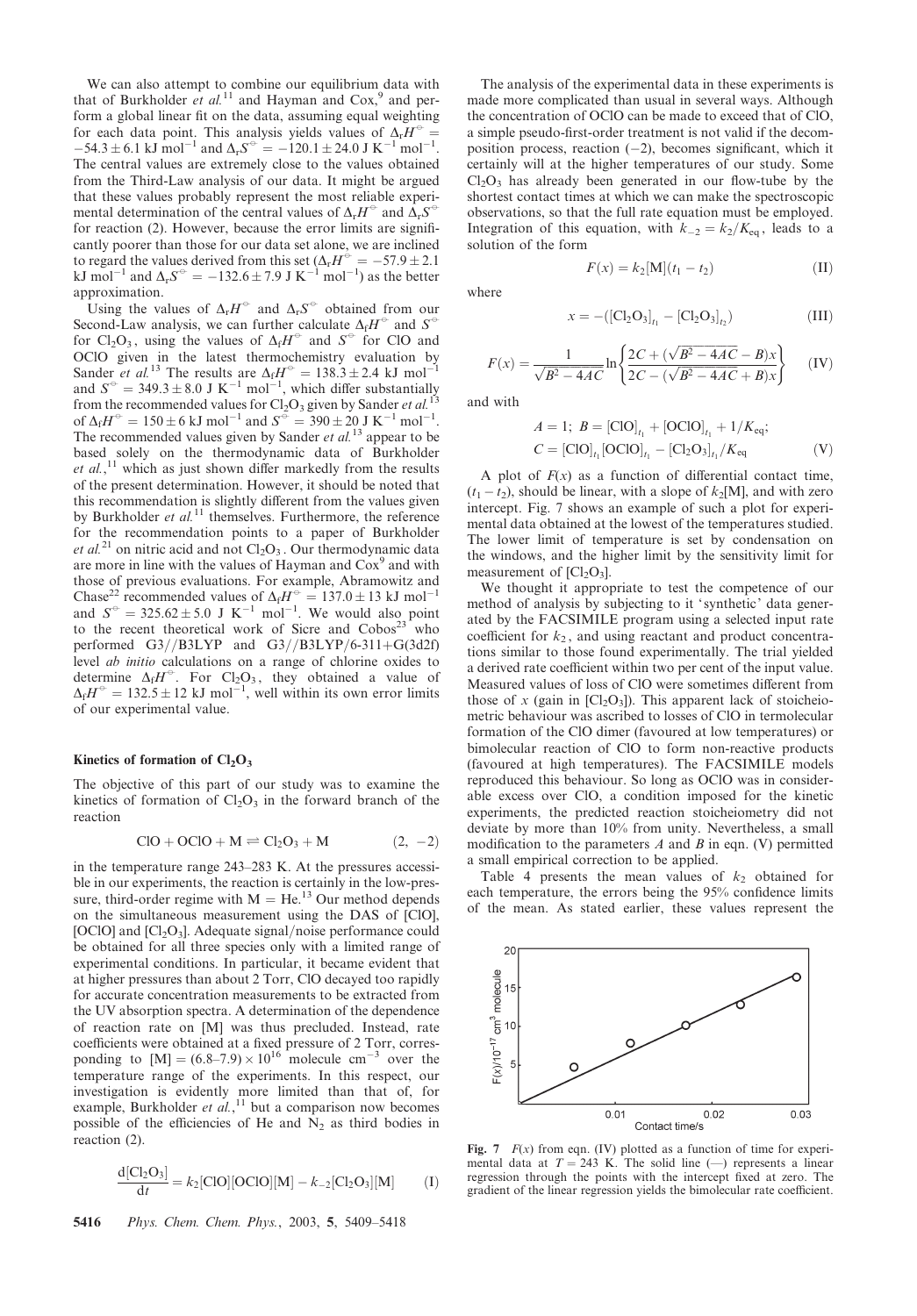We can also attempt to combine our equilibrium data with that of Burkholder *et al.*[11] and Hayman and Cox,[9] and perform a global linear fit on the data, assuming equal weighting for each data point. This analysis yields values of $\Delta_r H^{\ominus} = -54.3 \pm 6.1$ kJ mol$^{-1}$ and $\Delta_r S^{\ominus} = -120.1 \pm 24.0$ J K$^{-1}$ mol$^{-1}$. The central values are extremely close to the values obtained from the Third-Law analysis of our data. It might be argued that these values probably represent the most reliable experimental determination of the central values of $\Delta_r H^{\ominus}$ and $\Delta_r S^{\ominus}$ for reaction (2). However, because the error limits are significantly poorer than those for our data set alone, we are inclined to regard the values derived from this set ($\Delta_r H^{\ominus} = -57.9 \pm 2.1$ kJ mol$^{-1}$ and $\Delta_r S^{\ominus} = -132.6 \pm 7.9$ J K$^{-1}$ mol$^{-1}$) as the better approximation.

Using the values of $\Delta_r H^{\ominus}$ and $\Delta_r S^{\ominus}$ obtained from our Second-Law analysis, we can further calculate $\Delta_f H^{\ominus}$ and $S^{\ominus}$ for $Cl_2O_3$, using the values of $\Delta_f H^{\ominus}$ and $S^{\ominus}$ for ClO and OClO given in the latest thermochemistry evaluation by Sander *et al.*[13] The results are $\Delta_f H^{\ominus} = 138.3 \pm 2.4$ kJ mol$^{-1}$ and $S^{\ominus} = 349.3 \pm 8.0$ J K$^{-1}$ mol$^{-1}$, which differ substantially from the recommended values for $Cl_2O_3$ given by Sander *et al.*[13] of $\Delta_f H^{\ominus} = 150 \pm 6$ kJ mol$^{-1}$ and $S^{\ominus} = 390 \pm 20$ J K$^{-1}$ mol$^{-1}$. The recommended values given by Sander *et al.*[13] appear to be based solely on the thermodynamic data of Burkholder *et al.*,[11] which as just shown differ markedly from the results of the present determination. However, it should be noted that this recommendation is slightly different from the values given by Burkholder *et al.*[11] themselves. Furthermore, the reference for the recommendation points to a paper of Burkholder *et al.*[21] on nitric acid and not $Cl_2O_3$. Our thermodynamic data are more in line with the values of Hayman and Cox[9] and with those of previous evaluations. For example, Abramowitz and Chase[22] recommended values of $\Delta_f H^{\ominus} = 137.0 \pm 13$ kJ mol$^{-1}$ and $S^{\ominus} = 325.62 \pm 5.0$ J K$^{-1}$ mol$^{-1}$. We would also point to the recent theoretical work of Sicre and Cobos[23] who performed G3//B3LYP and G3//B3LYP/6-311+G(3d2f) level *ab initio* calculations on a range of chlorine oxides to determine $\Delta_f H^{\ominus}$. For $Cl_2O_3$, they obtained a value of $\Delta_f H^{\ominus} = 132.5 \pm 12$ kJ mol$^{-1}$, well within its own error limits of our experimental value.

### Kinetics of formation of $Cl_2O_3$

The objective of this part of our study was to examine the kinetics of formation of $Cl_2O_3$ in the forward branch of the reaction

$$ClO + OClO + M \rightleftharpoons Cl_2O_3 + M \qquad (2, -2)$$

in the temperature range 243–283 K. At the pressures accessible in our experiments, the reaction is certainly in the low-pressure, third-order regime with M = He.[13] Our method depends on the simultaneous measurement using the DAS of [ClO], [OClO] and [$Cl_2O_3$]. Adequate signal/noise performance could be obtained for all three species only with a limited range of experimental conditions. In particular, it became evident that at higher pressures than about 2 Torr, ClO decayed too rapidly for accurate concentration measurements to be extracted from the UV absorption spectra. A determination of the dependence of reaction rate on [M] was thus precluded. Instead, rate coefficients were obtained at a fixed pressure of 2 Torr, corresponding to $[M] = (6.8\text{–}7.9) \times 10^{16}$ molecule cm$^{-3}$ over the temperature range of the experiments. In this respect, our investigation is evidently more limited than that of, for example, Burkholder *et al.*,[11] but a comparison now becomes possible of the efficiencies of He and $N_2$ as third bodies in reaction (2).

$$\frac{d[Cl_2O_3]}{dt} = k_2[ClO][OClO][M] - k_{-2}[Cl_2O_3][M] \qquad (I)$$

The analysis of the experimental data in these experiments is made more complicated than usual in several ways. Although the concentration of OClO can be made to exceed that of ClO, a simple pseudo-first-order treatment is not valid if the decomposition process, reaction (−2), becomes significant, which it certainly will at the higher temperatures of our study. Some $Cl_2O_3$ has already been generated in our flow-tube by the shortest contact times at which we can make the spectroscopic observations, so that the full rate equation must be employed. Integration of this equation, with $k_{-2} = k_2/K_{eq}$, leads to a solution of the form

$$F(x) = k_2[M](t_1 - t_2) \qquad (II)$$

where

$$x = -([Cl_2O_3]_{t_1} - [Cl_2O_3]_{t_2}) \qquad (III)$$

$$F(x) = \frac{1}{\sqrt{B^2 - 4AC}} \ln\left\{\frac{2C + (\sqrt{B^2 - 4AC} - B)x}{2C - (\sqrt{B^2 - 4AC} + B)x}\right\} \qquad (IV)$$

and with

$$A = 1;\ B = [ClO]_{t_1} + [OClO]_{t_1} + 1/K_{eq};$$
$$C = [ClO]_{t_1}[OClO]_{t_1} - [Cl_2O_3]_{t_1}/K_{eq} \qquad (V)$$

A plot of $F(x)$ as a function of differential contact time, $(t_1 - t_2)$, should be linear, with a slope of $k_2$[M], and with zero intercept. Fig. 7 shows an example of such a plot for experimental data obtained at the lowest of the temperatures studied. The lower limit of temperature is set by condensation on the windows, and the higher limit by the sensitivity limit for measurement of [$Cl_2O_3$].

We thought it appropriate to test the competence of our method of analysis by subjecting to it 'synthetic' data generated by the FACSIMILE program using a selected input rate coefficient for $k_2$, and using reactant and product concentrations similar to those found experimentally. The trial yielded a derived rate coefficient within two per cent of the input value. Measured values of loss of ClO were sometimes different from those of $x$ (gain in [$Cl_2O_3$]). This apparent lack of stoicheiometric behaviour was ascribed to losses of ClO in termolecular formation of the ClO dimer (favoured at low temperatures) or bimolecular reaction of ClO to form non-reactive products (favoured at high temperatures). The FACSIMILE models reproduced this behaviour. So long as OClO was in considerable excess over ClO, a condition imposed for the kinetic experiments, the predicted reaction stoicheiometry did not deviate by more than 10% from unity. Nevertheless, a small modification to the parameters $A$ and $B$ in eqn. (V) permitted a small empirical correction to be applied.

Table 4 presents the mean values of $k_2$ obtained for each temperature, the errors being the 95% confidence limits of the mean. As stated earlier, these values represent the

**Fig. 7** $F(x)$ from eqn. (IV) plotted as a function of time for experimental data at $T = 243$ K. The solid line (—) represents a linear regression through the points with the intercept fixed at zero. The gradient of the linear regression yields the bimolecular rate coefficient.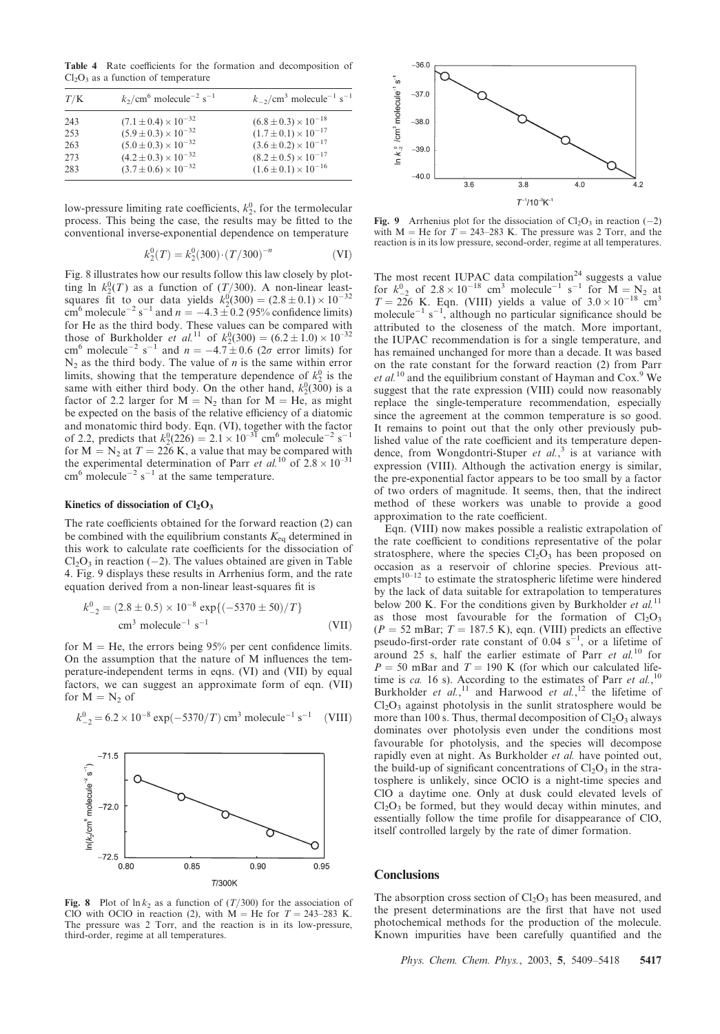**Table 4** Rate coefficients for the formation and decomposition of $Cl_2O_3$ as a function of temperature

| $T$/K | $k_2$/cm$^6$ molecule$^{-2}$ s$^{-1}$ | $k_{-2}$/cm$^3$ molecule$^{-1}$ s$^{-1}$ |
|---|---|---|
| 243 | $(7.1 \pm 0.4) \times 10^{-32}$ | $(6.8 \pm 0.3) \times 10^{-18}$ |
| 253 | $(5.9 \pm 0.3) \times 10^{-32}$ | $(1.7 \pm 0.1) \times 10^{-17}$ |
| 263 | $(5.0 \pm 0.3) \times 10^{-32}$ | $(3.6 \pm 0.2) \times 10^{-17}$ |
| 273 | $(4.2 \pm 0.3) \times 10^{-32}$ | $(8.2 \pm 0.5) \times 10^{-17}$ |
| 283 | $(3.7 \pm 0.6) \times 10^{-32}$ | $(1.6 \pm 0.1) \times 10^{-16}$ |

low-pressure limiting rate coefficients, $k_2^0$, for the termolecular process. This being the case, the results may be fitted to the conventional inverse-exponential dependence on temperature

$$k_2^0(T) = k_2^0(300) \cdot (T/300)^{-n} \qquad \text{(VI)}$$

Fig. 8 illustrates how our results follow this law closely by plotting ln $k_2^0(T)$ as a function of $(T/300)$. A non-linear least-squares fit to our data yields $k_2^0(300) = (2.8 \pm 0.1) \times 10^{-32}$ cm$^6$ molecule$^{-2}$ s$^{-1}$ and $n = -4.3 \pm 0.2$ (95% confidence limits) for He as the third body. These values can be compared with those of Burkholder *et al.*[11] of $k_2^0(300) = (6.2 \pm 1.0) \times 10^{-32}$ cm$^6$ molecule$^{-2}$ s$^{-1}$ and $n = -4.7 \pm 0.6$ ($2\sigma$ error limits) for $N_2$ as the third body. The value of $n$ is the same within error limits, showing that the temperature dependence of $k_2^0$ is the same with either third body. On the other hand, $k_2^0(300)$ is a factor of 2.2 larger for M = $N_2$ than for M = He, as might be expected on the basis of the relative efficiency of a diatomic and monatomic third body. Eqn. (VI), together with the factor of 2.2, predicts that $k_2^0(226) = 2.1 \times 10^{-31}$ cm$^6$ molecule$^{-2}$ s$^{-1}$ for M = $N_2$ at $T = 226$ K, a value that may be compared with the experimental determination of Parr *et al.*[10] of $2.8 \times 10^{-31}$ cm$^6$ molecule$^{-2}$ s$^{-1}$ at the same temperature.

Fig. 8 Plot of ln $k_2$ as a function of $(T/300)$ for the association of ClO with OClO in reaction (2), with M = He for $T = 243$–283 K. The pressure was 2 Torr, and the reaction is in its low-pressure, third-order, regime at all temperatures.

### Kinetics of dissociation of $Cl_2O_3$

The rate coefficients obtained for the forward reaction (2) can be combined with the equilibrium constants $K_{eq}$ determined in this work to calculate rate coefficients for the dissociation of $Cl_2O_3$ in reaction (−2). The values obtained are given in Table 4. Fig. 9 displays these results in Arrhenius form, and the rate equation derived from a non-linear least-squares fit is

$$k_{-2}^0 = (2.8 \pm 0.5) \times 10^{-8} \exp\{(-5370 \pm 50)/T\} \text{ cm}^3 \text{ molecule}^{-1} \text{ s}^{-1} \qquad \text{(VII)}$$

for M = He, the errors being 95% per cent confidence limits. On the assumption that the nature of M influences the temperature-independent terms in eqns. (VI) and (VII) by equal factors, we can suggest an approximate form of eqn. (VII) for M = $N_2$ of

$$k_{-2}^0 = 6.2 \times 10^{-8} \exp(-5370/T) \text{ cm}^3 \text{ molecule}^{-1} \text{ s}^{-1} \qquad \text{(VIII)}$$

Fig. 9 Arrhenius plot for the dissociation of $Cl_2O_3$ in reaction (−2) with M = He for $T = 243$–283 K. The pressure was 2 Torr, and the reaction is in its low pressure, second-order, regime at all temperatures.

The most recent IUPAC data compilation[24] suggests a value for $k_{-2}^0$ of $2.8 \times 10^{-18}$ cm$^3$ molecule$^{-1}$ s$^{-1}$ for M = $N_2$ at $T = 226$ K. Eqn. (VIII) yields a value of $3.0 \times 10^{-18}$ cm$^3$ molecule$^{-1}$ s$^{-1}$, although no particular significance should be attributed to the closeness of the match. More important, the IUPAC recommendation is for a single temperature, and has remained unchanged for more than a decade. It was based on the rate constant for the forward reaction (2) from Parr *et al.*[10] and the equilibrium constant of Hayman and Cox.[9] We suggest that the rate expression (VIII) could now reasonably replace the single-temperature recommendation, especially since the agreement at the common temperature is so good. It remains to point out that the only other previously published value of the rate coefficient and its temperature dependence, from Wongdontri-Stuper *et al.*,[3] is at variance with expression (VIII). Although the activation energy is similar, the pre-exponential factor appears to be too small by a factor of two orders of magnitude. It seems, then, that the indirect method of these workers was unable to provide a good approximation to the rate coefficient.

Eqn. (VIII) now makes possible a realistic extrapolation of the rate coefficient to conditions representative of the polar stratosphere, where the species $Cl_2O_3$ has been proposed on occasion as a reservoir of chlorine species. Previous attempts[10–12] to estimate the stratospheric lifetime were hindered by the lack of data suitable for extrapolation to temperatures below 200 K. For the conditions given by Burkholder *et al.*[11] as those most favourable for the formation of $Cl_2O_3$ ($P = 52$ mBar; $T = 187.5$ K), eqn. (VIII) predicts an effective pseudo-first-order rate constant of 0.04 s$^{-1}$, or a lifetime of around 25 s, half the earlier estimate of Parr *et al.*[10] for $P = 50$ mBar and $T = 190$ K (for which our calculated lifetime is *ca.* 16 s). According to the estimates of Parr *et al.*,[10] Burkholder *et al.*,[11] and Harwood *et al.*,[12] the lifetime of $Cl_2O_3$ against photolysis in the sunlit stratosphere would be more than 100 s. Thus, thermal decomposition of $Cl_2O_3$ always dominates over photolysis even under the conditions most favourable for photolysis, and the species will decompose rapidly even at night. As Burkholder *et al.* have pointed out, the build-up of significant concentrations of $Cl_2O_3$ in the stratosphere is unlikely, since OClO is a night-time species and ClO a daytime one. Only at dusk could elevated levels of $Cl_2O_3$ be formed, but they would decay within minutes, and essentially follow the time profile for disappearance of ClO, itself controlled largely by the rate of dimer formation.

## Conclusions

The absorption cross section of $Cl_2O_3$ has been measured, and the present determinations are the first that have not used photochemical methods for the production of the molecule. Known impurities have been carefully quantified and the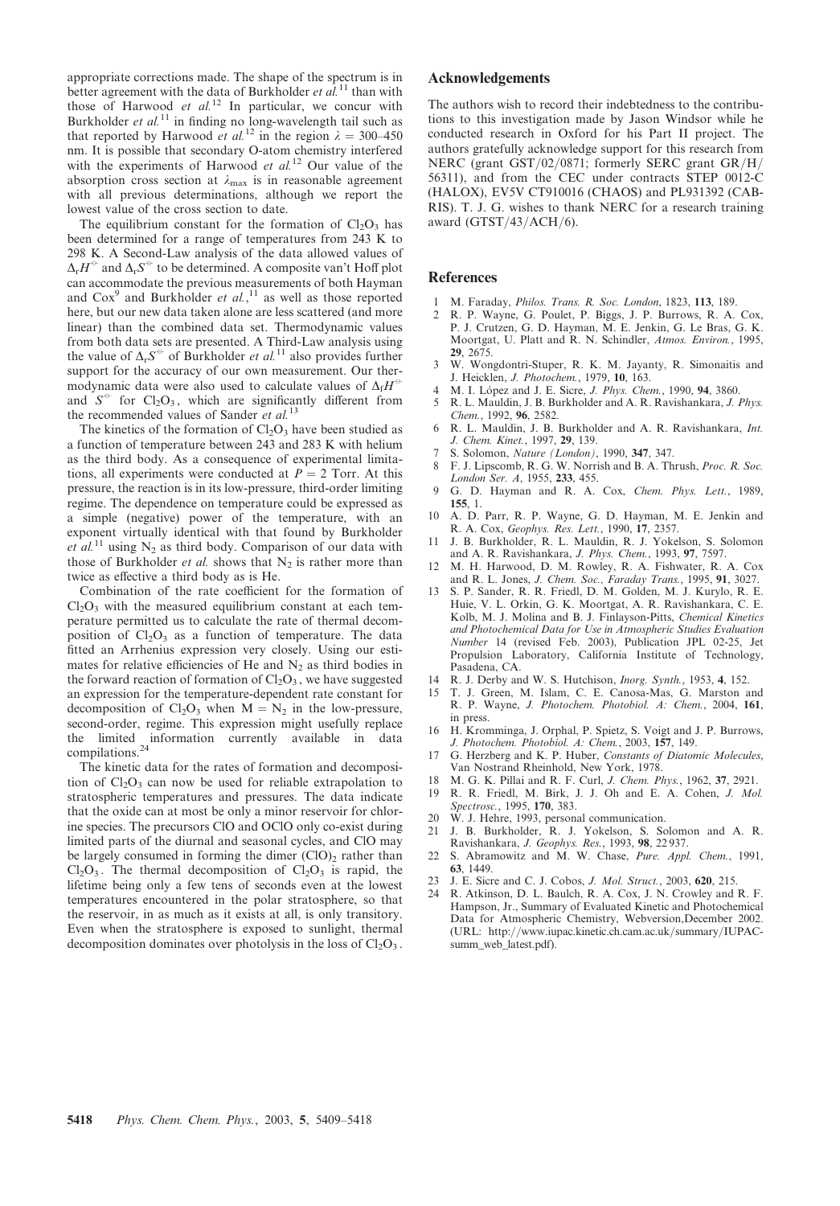appropriate corrections made. The shape of the spectrum is in better agreement with the data of Burkholder *et al.*[11] than with those of Harwood *et al.*[12] In particular, we concur with Burkholder *et al.*[11] in finding no long-wavelength tail such as that reported by Harwood *et al.*[12] in the region $\lambda = 300$–$450$ nm. It is possible that secondary O-atom chemistry interfered with the experiments of Harwood *et al.*[12] Our value of the absorption cross section at $\lambda_{max}$ is in reasonable agreement with all previous determinations, although we report the lowest value of the cross section to date.

The equilibrium constant for the formation of $Cl_2O_3$ has been determined for a range of temperatures from 243 K to 298 K. A Second-Law analysis of the data allowed values of $\Delta_r H^\ominus$ and $\Delta_r S^\ominus$ to be determined. A composite van't Hoff plot can accommodate the previous measurements of both Hayman and Cox[9] and Burkholder *et al.*,[11] as well as those reported here, but our new data taken alone are less scattered (and more linear) than the combined data set. Thermodynamic values from both data sets are presented. A Third-Law analysis using the value of $\Delta_r S^\ominus$ of Burkholder *et al.*[11] also provides further support for the accuracy of our own measurement. Our thermodynamic data were also used to calculate values of $\Delta_f H^\ominus$ and $S^\ominus$ for $Cl_2O_3$, which are significantly different from the recommended values of Sander *et al.*[13]

The kinetics of the formation of $Cl_2O_3$ have been studied as a function of temperature between 243 and 283 K with helium as the third body. As a consequence of experimental limitations, all experiments were conducted at $P = 2$ Torr. At this pressure, the reaction is in its low-pressure, third-order limiting regime. The dependence on temperature could be expressed as a simple (negative) power of the temperature, with an exponent virtually identical with that found by Burkholder *et al.*[11] using $N_2$ as third body. Comparison of our data with those of Burkholder *et al.* shows that $N_2$ is rather more than twice as effective a third body as is He.

Combination of the rate coefficient for the formation of $Cl_2O_3$ with the measured equilibrium constant at each temperature permitted us to calculate the rate of thermal decomposition of $Cl_2O_3$ as a function of temperature. The data fitted an Arrhenius expression very closely. Using our estimates for relative efficiencies of He and $N_2$ as third bodies in the forward reaction of formation of $Cl_2O_3$, we have suggested an expression for the temperature-dependent rate constant for decomposition of $Cl_2O_3$ when $M = N_2$ in the low-pressure, second-order, regime. This expression might usefully replace the limited information currently available in data compilations.[24]

The kinetic data for the rates of formation and decomposition of $Cl_2O_3$ can now be used for reliable extrapolation to stratospheric temperatures and pressures. The data indicate that the oxide can at most be only a minor reservoir for chlorine species. The precursors ClO and OClO only co-exist during limited parts of the diurnal and seasonal cycles, and ClO may be largely consumed in forming the dimer $(ClO)_2$ rather than $Cl_2O_3$. The thermal decomposition of $Cl_2O_3$ is rapid, the lifetime being only a few tens of seconds even at the lowest temperatures encountered in the polar stratosphere, so that the reservoir, in as much as it exists at all, is only transitory. Even when the stratosphere is exposed to sunlight, thermal decomposition dominates over photolysis in the loss of $Cl_2O_3$.

## Acknowledgements

The authors wish to record their indebtedness to the contributions to this investigation made by Jason Windsor while he conducted research in Oxford for his Part II project. The authors gratefully acknowledge support for this research from NERC (grant GST/02/0871; formerly SERC grant GR/H/56311), and from the CEC under contracts STEP 0012-C (HALOX), EV5V CT910016 (CHAOS) and PL931392 (CABRIS). T. J. G. wishes to thank NERC for a research training award (GTST/43/ACH/6).

## References

1. M. Faraday, *Philos. Trans. R. Soc. London*, 1823, **113**, 189.
2. R. P. Wayne, G. Poulet, P. Biggs, J. P. Burrows, R. A. Cox, P. J. Crutzen, G. D. Hayman, M. E. Jenkin, G. Le Bras, G. K. Moortgat, U. Platt and R. N. Schindler, *Atmos. Environ.*, 1995, **29**, 2675.
3. W. Wongdontri-Stuper, R. K. M. Jayanty, R. Simonaitis and J. Heicklen, *J. Photochem.*, 1979, **10**, 163.
4. M. I. López and J. E. Sicre, *J. Phys. Chem.*, 1990, **94**, 3860.
5. R. L. Mauldin, J. B. Burkholder and A. R. Ravishankara, *J. Phys. Chem.*, 1992, **96**, 2582.
6. R. L. Mauldin, J. B. Burkholder and A. R. Ravishankara, *Int. J. Chem. Kinet.*, 1997, **29**, 139.
7. S. Solomon, *Nature (London)*, 1990, **347**, 347.
8. F. J. Lipscomb, R. G. W. Norrish and B. A. Thrush, *Proc. R. Soc. London Ser. A*, 1955, **233**, 455.
9. G. D. Hayman and R. A. Cox, *Chem. Phys. Lett.*, 1989, **155**, 1.
10. A. D. Parr, R. P. Wayne, G. D. Hayman, M. E. Jenkin and R. A. Cox, *Geophys. Res. Lett.*, 1990, **17**, 2357.
11. J. B. Burkholder, R. L. Mauldin, R. J. Yokelson, S. Solomon and A. R. Ravishankara, *J. Phys. Chem.*, 1993, **97**, 7597.
12. M. H. Harwood, D. M. Rowley, R. A. Fishwater, R. A. Cox and R. L. Jones, *J. Chem. Soc., Faraday Trans.*, 1995, **91**, 3027.
13. S. P. Sander, R. R. Friedl, D. M. Golden, M. J. Kurylo, R. E. Huie, V. L. Orkin, G. K. Moortgat, A. R. Ravishankara, C. E. Kolb, M. J. Molina and B. J. Finlayson-Pitts, *Chemical Kinetics and Photochemical Data for Use in Atmospheric Studies Evaluation Number* 14 (revised Feb. 2003), Publication JPL 02-25, Jet Propulsion Laboratory, California Institute of Technology, Pasadena, CA.
14. R. J. Derby and W. S. Hutchison, *Inorg. Synth.*, 1953, **4**, 152.
15. T. J. Green, M. Islam, C. E. Canosa-Mas, G. Marston and R. P. Wayne, *J. Photochem. Photobiol. A: Chem.*, 2004, **161**, in press.
16. H. Kromminga, J. Orphal, P. Spietz, S. Voigt and J. P. Burrows, *J. Photochem. Photobiol. A: Chem.*, 2003, **157**, 149.
17. G. Herzberg and K. P. Huber, *Constants of Diatomic Molecules*, Van Nostrand Rheinhold, New York, 1978.
18. M. G. K. Pillai and R. F. Curl, *J. Chem. Phys.*, 1962, **37**, 2921.
19. R. R. Friedl, M. Birk, J. J. Oh and E. A. Cohen, *J. Mol. Spectrosc.*, 1995, **170**, 383.
20. W. J. Hehre, 1993, personal communication.
21. J. B. Burkholder, R. J. Yokelson, S. Solomon and A. R. Ravishankara, *J. Geophys. Res.*, 1993, **98**, 22 937.
22. S. Abramowitz and M. W. Chase, *Pure. Appl. Chem.*, 1991, **63**, 1449.
23. J. E. Sicre and C. J. Cobos, *J. Mol. Struct.*, 2003, **620**, 215.
24. R. Atkinson, D. L. Baulch, R. A. Cox, J. N. Crowley and R. F. Hampson, Jr., Summary of Evaluated Kinetic and Photochemical Data for Atmospheric Chemistry, Webversion,December 2002. (URL: http://www.iupac.kinetic.ch.cam.ac.uk/summary/IUPACsumm_web_latest.pdf).